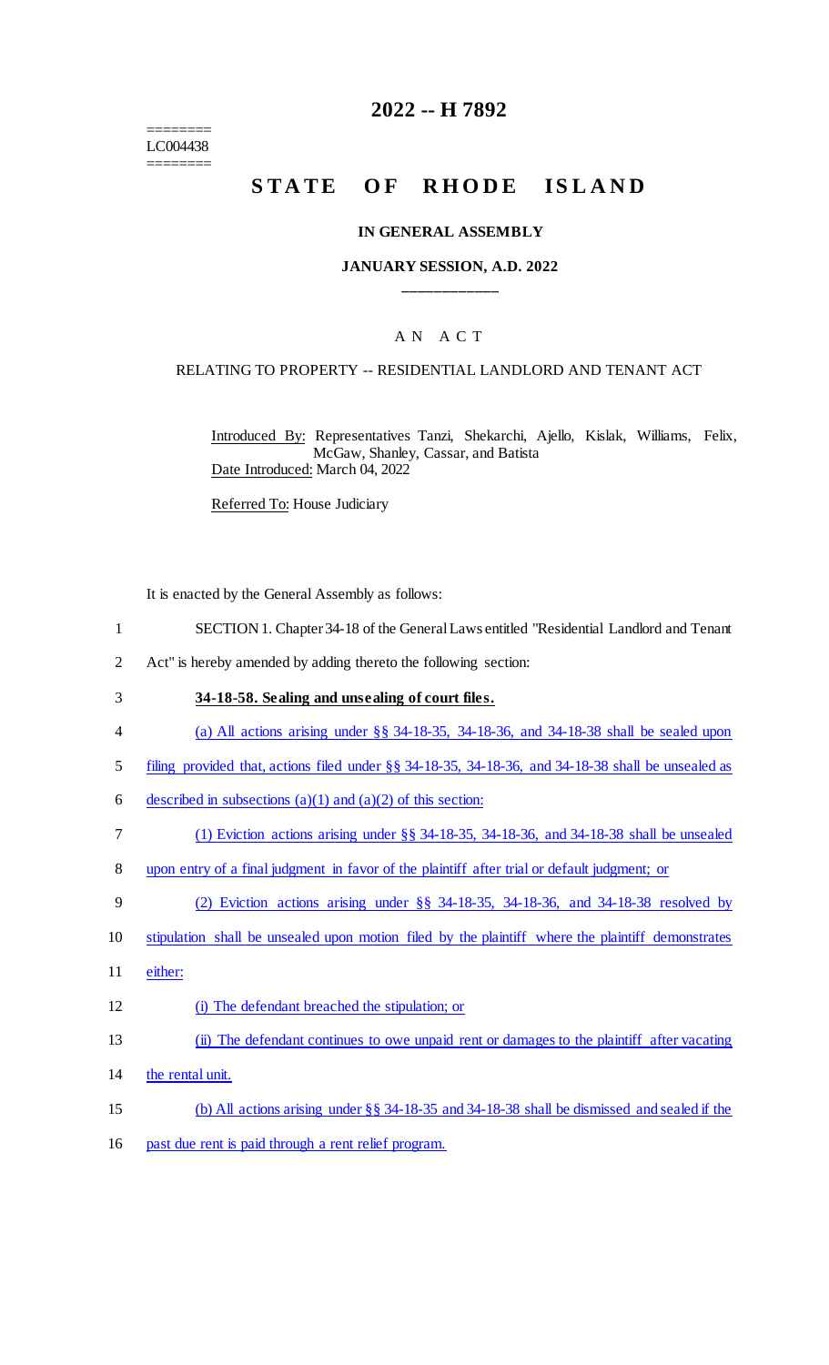========
LC004438
========

# 2022 -- H 7892

# STATE OF RHODE ISLAND

### IN GENERAL ASSEMBLY

### JANUARY SESSION, A.D. 2022

## A N A C T

### RELATING TO PROPERTY -- RESIDENTIAL LANDLORD AND TENANT ACT

Introduced By: Representatives Tanzi, Shekarchi, Ajello, Kislak, Williams, Felix, McGaw, Shanley, Cassar, and Batista

Date Introduced: March 04, 2022

Referred To: House Judiciary

It is enacted by the General Assembly as follows:

1 SECTION 1. Chapter 34-18 of the General Laws entitled "Residential Landlord and Tenant
2 Act" is hereby amended by adding thereto the following section:

3 **34-18-58. Sealing and unsealing of court files.**

4 (a) All actions arising under §§ 34-18-35, 34-18-36, and 34-18-38 shall be sealed upon
5 filing provided that, actions filed under §§ 34-18-35, 34-18-36, and 34-18-38 shall be unsealed as
6 described in subsections (a)(1) and (a)(2) of this section:

7 (1) Eviction actions arising under §§ 34-18-35, 34-18-36, and 34-18-38 shall be unsealed
8 upon entry of a final judgment in favor of the plaintiff after trial or default judgment; or

9 (2) Eviction actions arising under §§ 34-18-35, 34-18-36, and 34-18-38 resolved by
10 stipulation shall be unsealed upon motion filed by the plaintiff where the plaintiff demonstrates
11 either:

12 (i) The defendant breached the stipulation; or

13 (ii) The defendant continues to owe unpaid rent or damages to the plaintiff after vacating
14 the rental unit.

15 (b) All actions arising under §§ 34-18-35 and 34-18-38 shall be dismissed and sealed if the
16 past due rent is paid through a rent relief program.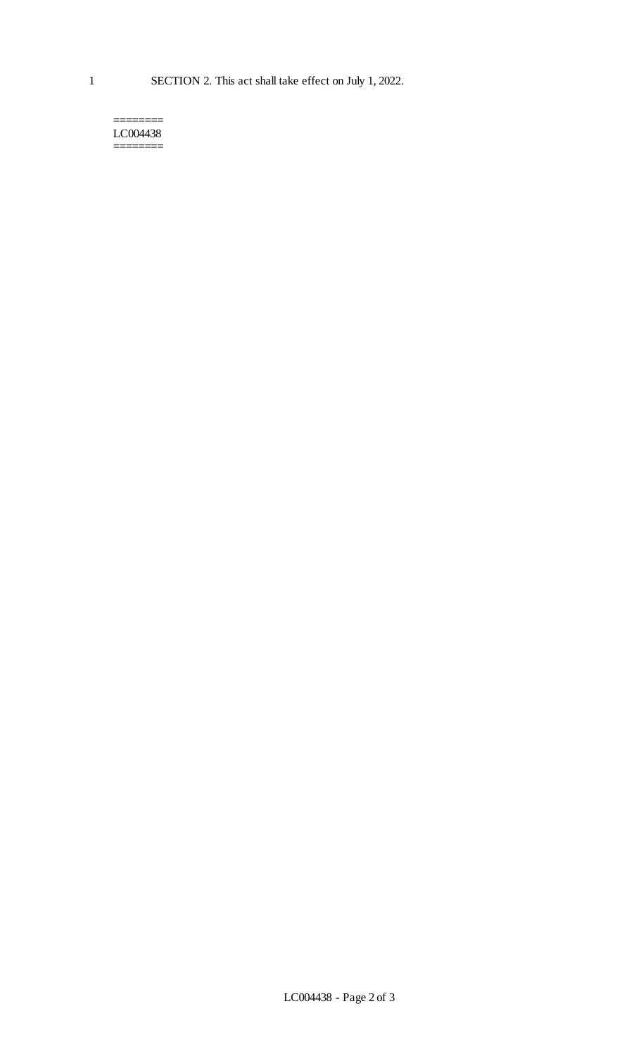SECTION 2. This act shall take effect on July 1, 2022.

========
LC004438
========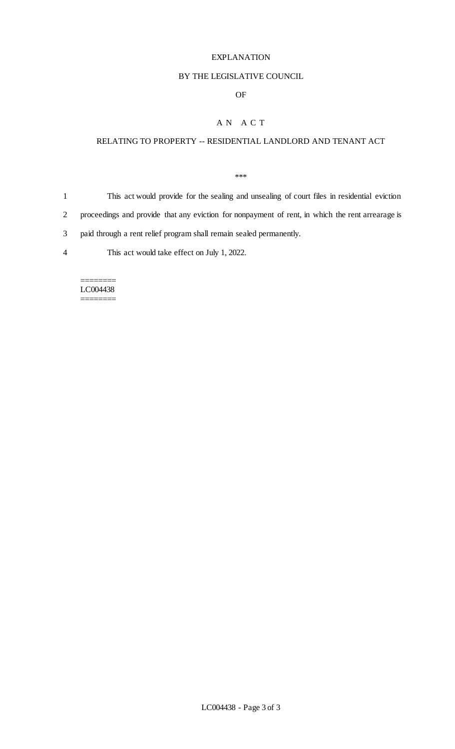EXPLANATION

BY THE LEGISLATIVE COUNCIL

OF

A N A C T

RELATING TO PROPERTY -- RESIDENTIAL LANDLORD AND TENANT ACT

\*\*\*

1 This act would provide for the sealing and unsealing of court files in residential eviction
2 proceedings and provide that any eviction for nonpayment of rent, in which the rent arrearage is
3 paid through a rent relief program shall remain sealed permanently.
4 This act would take effect on July 1, 2022.

========
LC004438
========